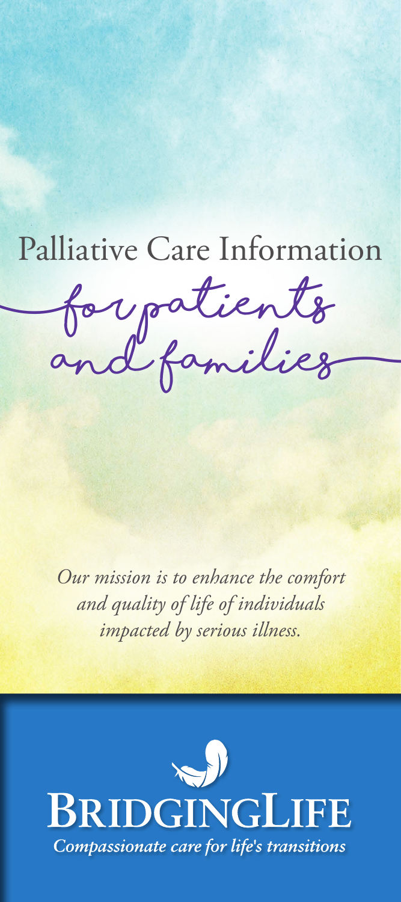# Palliative Care Information

## for patients and families

*Our mission is to enhance the comfort and quality of life of individuals impacted by serious illness.*

**BRIDGINGLIFE**

*Compassionate care for life's transitions*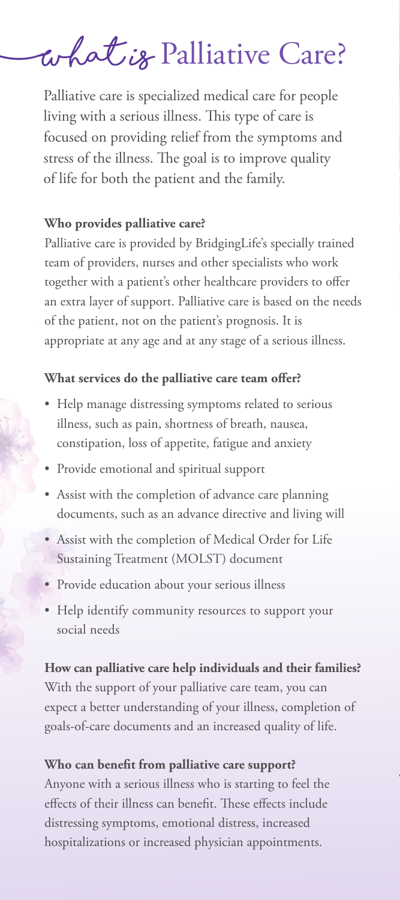# what is Palliative Care?

Palliative care is specialized medical care for people living with a serious illness. This type of care is focused on providing relief from the symptoms and stress of the illness. The goal is to improve quality of life for both the patient and the family.

**Who provides palliative care?**

Palliative care is provided by BridgingLife's specially trained team of providers, nurses and other specialists who work together with a patient's other healthcare providers to offer an extra layer of support. Palliative care is based on the needs of the patient, not on the patient's prognosis. It is appropriate at any age and at any stage of a serious illness.

**What services do the palliative care team offer?**

- Help manage distressing symptoms related to serious illness, such as pain, shortness of breath, nausea, constipation, loss of appetite, fatigue and anxiety
- Provide emotional and spiritual support
- Assist with the completion of advance care planning documents, such as an advance directive and living will
- Assist with the completion of Medical Order for Life Sustaining Treatment (MOLST) document
- Provide education about your serious illness
- Help identify community resources to support your social needs

**How can palliative care help individuals and their families?**

With the support of your palliative care team, you can expect a better understanding of your illness, completion of goals-of-care documents and an increased quality of life.

**Who can benefit from palliative care support?**

Anyone with a serious illness who is starting to feel the effects of their illness can benefit. These effects include distressing symptoms, emotional distress, increased hospitalizations or increased physician appointments.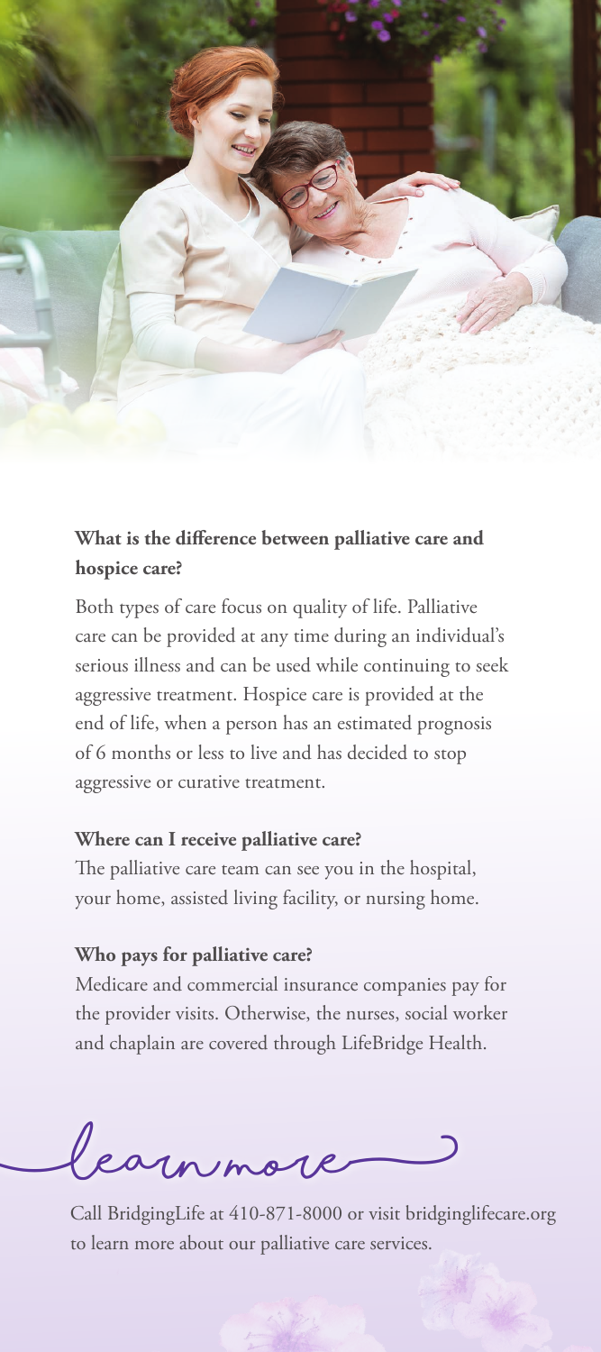### What is the difference between palliative care and hospice care?

Both types of care focus on quality of life. Palliative care can be provided at any time during an individual's serious illness and can be used while continuing to seek aggressive treatment. Hospice care is provided at the end of life, when a person has an estimated prognosis of 6 months or less to live and has decided to stop aggressive or curative treatment.

### Where can I receive palliative care?

The palliative care team can see you in the hospital, your home, assisted living facility, or nursing home.

### Who pays for palliative care?

Medicare and commercial insurance companies pay for the provider visits. Otherwise, the nurses, social worker and chaplain are covered through LifeBridge Health.

## learn more

Call BridgingLife at 410-871-8000 or visit bridginglifecare.org to learn more about our palliative care services.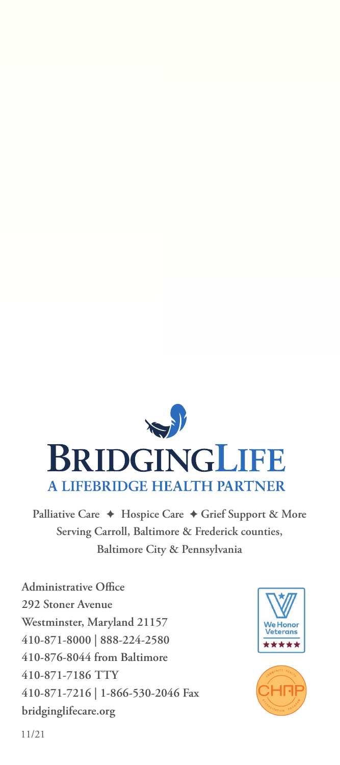# BRIDGINGLIFE

## A LIFEBRIDGE HEALTH PARTNER

**Palliative Care ✦ Hospice Care ✦ Grief Support & More**
**Serving Carroll, Baltimore & Frederick counties,**
**Baltimore City & Pennsylvania**

**Administrative Office**
**292 Stoner Avenue**
**Westminster, Maryland 21157**
**410-871-8000 | 888-224-2580**
**410-876-8044 from Baltimore**
**410-871-7186 TTY**
**410-871-7216 | 1-866-530-2046 Fax**
**bridginglifecare.org**

We Honor Veterans

CHAP

11/21